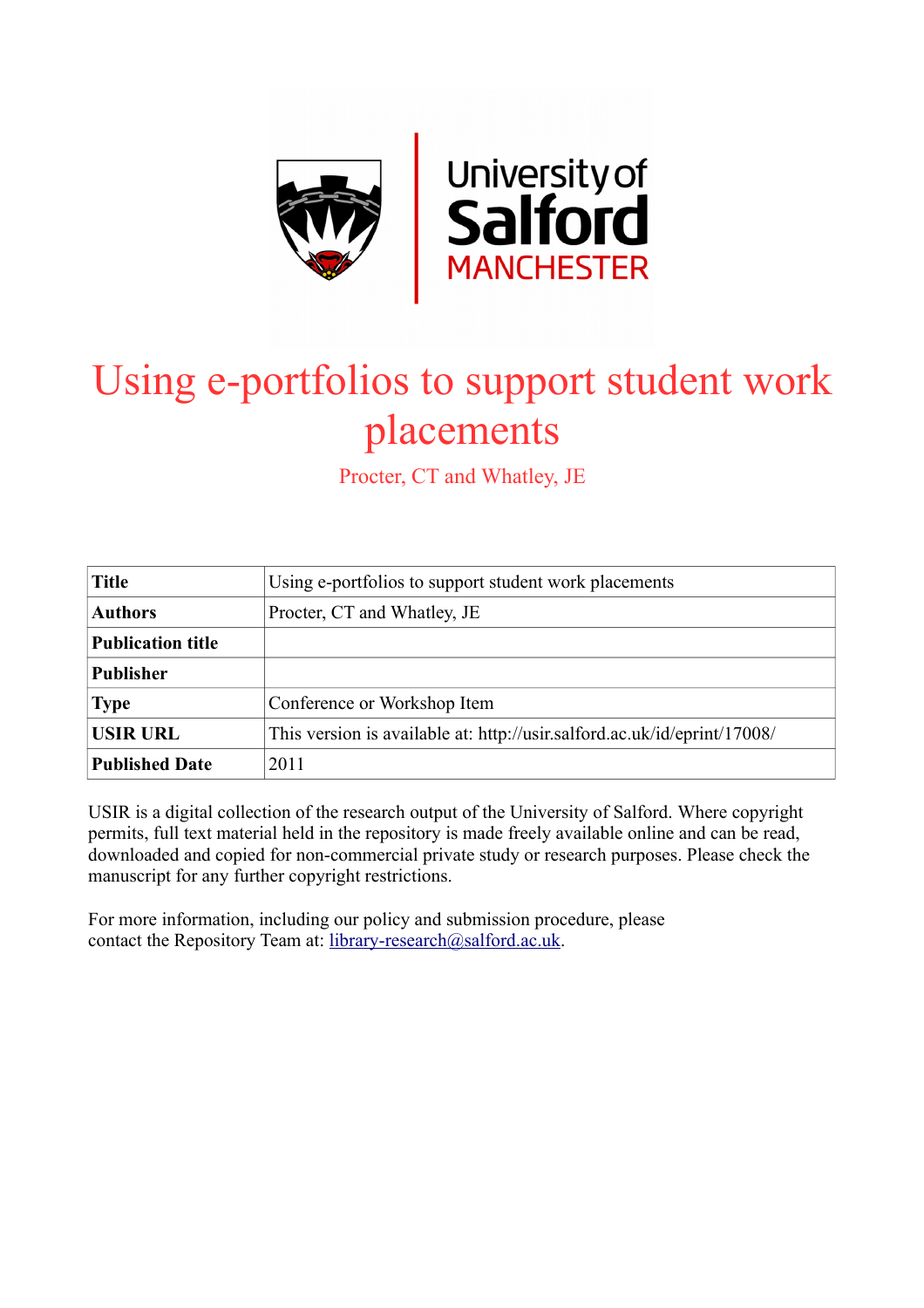# Using e-portfolios to support student work placements

Procter, CT and Whatley, JE

| | |
|---|---|
| **Title** | Using e-portfolios to support student work placements |
| **Authors** | Procter, CT and Whatley, JE |
| **Publication title** | |
| **Publisher** | |
| **Type** | Conference or Workshop Item |
| **USIR URL** | This version is available at: http://usir.salford.ac.uk/id/eprint/17008/ |
| **Published Date** | 2011 |

USIR is a digital collection of the research output of the University of Salford. Where copyright permits, full text material held in the repository is made freely available online and can be read, downloaded and copied for non-commercial private study or research purposes. Please check the manuscript for any further copyright restrictions.

For more information, including our policy and submission procedure, please contact the Repository Team at: library-research@salford.ac.uk.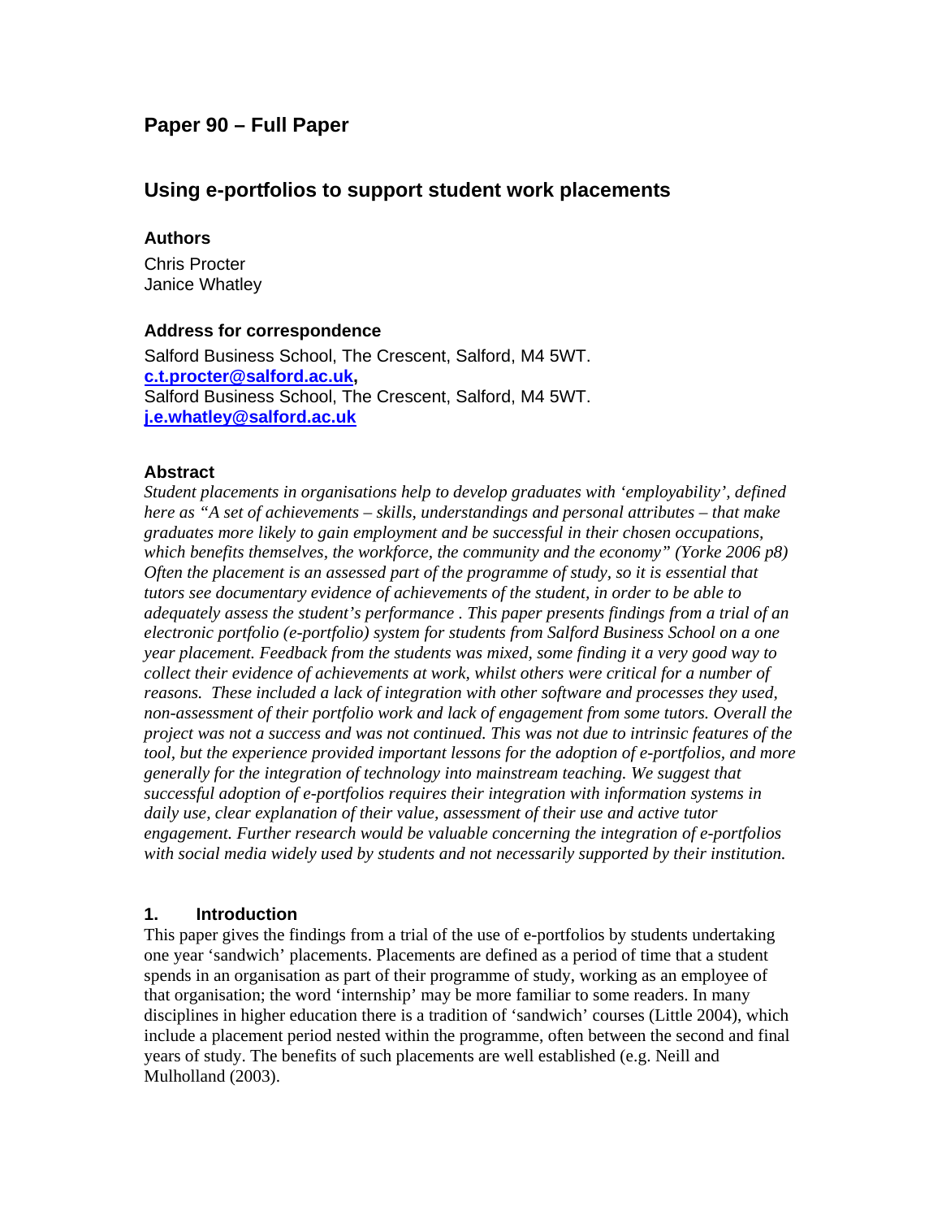## Paper 90 – Full Paper

## Using e-portfolios to support student work placements

### Authors

Chris Procter
Janice Whatley

### Address for correspondence

Salford Business School, The Crescent, Salford, M4 5WT.
**c.t.procter@salford.ac.uk,**
Salford Business School, The Crescent, Salford, M4 5WT.
**j.e.whatley@salford.ac.uk**

### Abstract

*Student placements in organisations help to develop graduates with 'employability', defined here as "A set of achievements – skills, understandings and personal attributes – that make graduates more likely to gain employment and be successful in their chosen occupations, which benefits themselves, the workforce, the community and the economy" (Yorke 2006 p8) Often the placement is an assessed part of the programme of study, so it is essential that tutors see documentary evidence of achievements of the student, in order to be able to adequately assess the student's performance . This paper presents findings from a trial of an electronic portfolio (e-portfolio) system for students from Salford Business School on a one year placement. Feedback from the students was mixed, some finding it a very good way to collect their evidence of achievements at work, whilst others were critical for a number of reasons. These included a lack of integration with other software and processes they used, non-assessment of their portfolio work and lack of engagement from some tutors. Overall the project was not a success and was not continued. This was not due to intrinsic features of the tool, but the experience provided important lessons for the adoption of e-portfolios, and more generally for the integration of technology into mainstream teaching. We suggest that successful adoption of e-portfolios requires their integration with information systems in daily use, clear explanation of their value, assessment of their use and active tutor engagement. Further research would be valuable concerning the integration of e-portfolios with social media widely used by students and not necessarily supported by their institution.*

### 1. Introduction

This paper gives the findings from a trial of the use of e-portfolios by students undertaking one year 'sandwich' placements. Placements are defined as a period of time that a student spends in an organisation as part of their programme of study, working as an employee of that organisation; the word 'internship' may be more familiar to some readers. In many disciplines in higher education there is a tradition of 'sandwich' courses (Little 2004), which include a placement period nested within the programme, often between the second and final years of study. The benefits of such placements are well established (e.g. Neill and Mulholland (2003).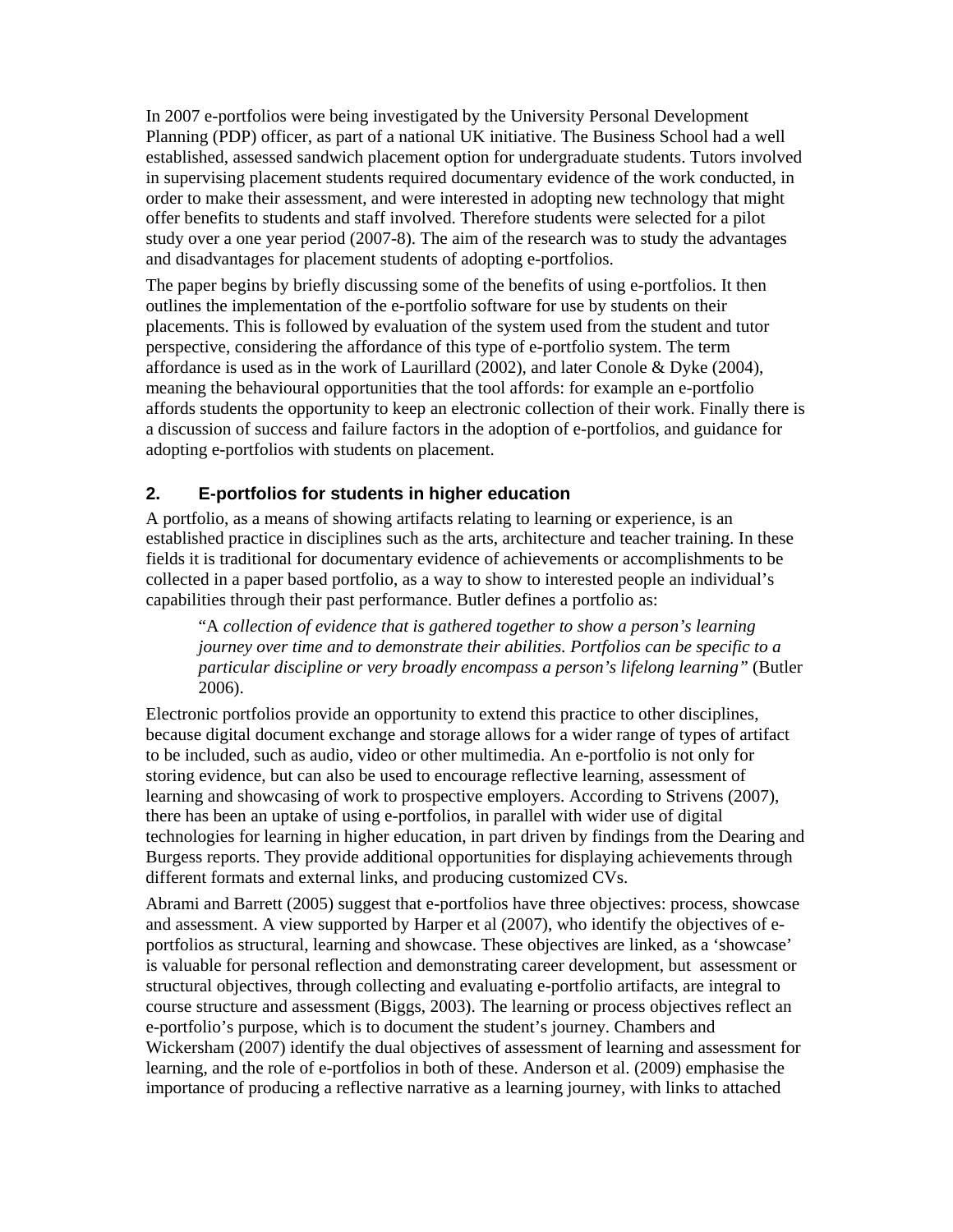In 2007 e-portfolios were being investigated by the University Personal Development Planning (PDP) officer, as part of a national UK initiative. The Business School had a well established, assessed sandwich placement option for undergraduate students. Tutors involved in supervising placement students required documentary evidence of the work conducted, in order to make their assessment, and were interested in adopting new technology that might offer benefits to students and staff involved. Therefore students were selected for a pilot study over a one year period (2007-8). The aim of the research was to study the advantages and disadvantages for placement students of adopting e-portfolios.

The paper begins by briefly discussing some of the benefits of using e-portfolios. It then outlines the implementation of the e-portfolio software for use by students on their placements. This is followed by evaluation of the system used from the student and tutor perspective, considering the affordance of this type of e-portfolio system. The term affordance is used as in the work of Laurillard (2002), and later Conole & Dyke (2004), meaning the behavioural opportunities that the tool affords: for example an e-portfolio affords students the opportunity to keep an electronic collection of their work. Finally there is a discussion of success and failure factors in the adoption of e-portfolios, and guidance for adopting e-portfolios with students on placement.

## 2. E-portfolios for students in higher education

A portfolio, as a means of showing artifacts relating to learning or experience, is an established practice in disciplines such as the arts, architecture and teacher training. In these fields it is traditional for documentary evidence of achievements or accomplishments to be collected in a paper based portfolio, as a way to show to interested people an individual's capabilities through their past performance. Butler defines a portfolio as:

> "A *collection of evidence that is gathered together to show a person's learning journey over time and to demonstrate their abilities. Portfolios can be specific to a particular discipline or very broadly encompass a person's lifelong learning"* (Butler 2006).

Electronic portfolios provide an opportunity to extend this practice to other disciplines, because digital document exchange and storage allows for a wider range of types of artifact to be included, such as audio, video or other multimedia. An e-portfolio is not only for storing evidence, but can also be used to encourage reflective learning, assessment of learning and showcasing of work to prospective employers. According to Strivens (2007), there has been an uptake of using e-portfolios, in parallel with wider use of digital technologies for learning in higher education, in part driven by findings from the Dearing and Burgess reports. They provide additional opportunities for displaying achievements through different formats and external links, and producing customized CVs.

Abrami and Barrett (2005) suggest that e-portfolios have three objectives: process, showcase and assessment. A view supported by Harper et al (2007), who identify the objectives of e-portfolios as structural, learning and showcase. These objectives are linked, as a 'showcase' is valuable for personal reflection and demonstrating career development, but assessment or structural objectives, through collecting and evaluating e-portfolio artifacts, are integral to course structure and assessment (Biggs, 2003). The learning or process objectives reflect an e-portfolio's purpose, which is to document the student's journey. Chambers and Wickersham (2007) identify the dual objectives of assessment of learning and assessment for learning, and the role of e-portfolios in both of these. Anderson et al. (2009) emphasise the importance of producing a reflective narrative as a learning journey, with links to attached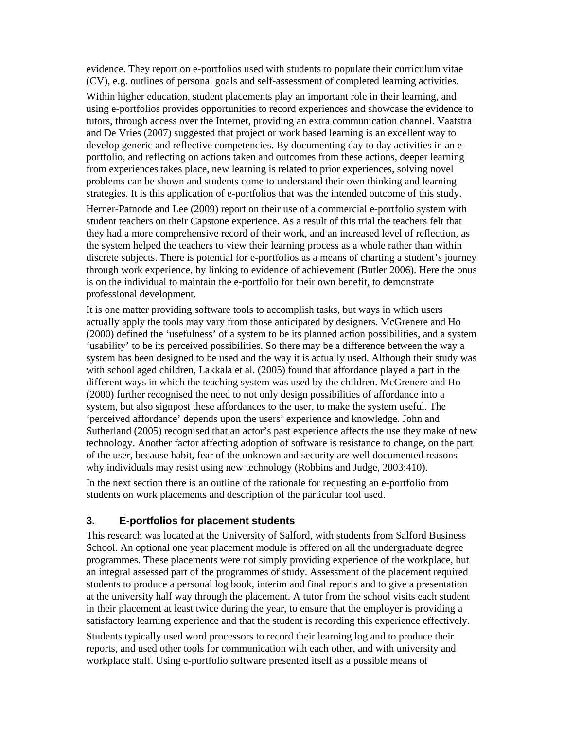evidence. They report on e-portfolios used with students to populate their curriculum vitae (CV), e.g. outlines of personal goals and self-assessment of completed learning activities.

Within higher education, student placements play an important role in their learning, and using e-portfolios provides opportunities to record experiences and showcase the evidence to tutors, through access over the Internet, providing an extra communication channel. Vaatstra and De Vries (2007) suggested that project or work based learning is an excellent way to develop generic and reflective competencies. By documenting day to day activities in an e-portfolio, and reflecting on actions taken and outcomes from these actions, deeper learning from experiences takes place, new learning is related to prior experiences, solving novel problems can be shown and students come to understand their own thinking and learning strategies. It is this application of e-portfolios that was the intended outcome of this study.

Herner-Patnode and Lee (2009) report on their use of a commercial e-portfolio system with student teachers on their Capstone experience. As a result of this trial the teachers felt that they had a more comprehensive record of their work, and an increased level of reflection, as the system helped the teachers to view their learning process as a whole rather than within discrete subjects. There is potential for e-portfolios as a means of charting a student's journey through work experience, by linking to evidence of achievement (Butler 2006). Here the onus is on the individual to maintain the e-portfolio for their own benefit, to demonstrate professional development.

It is one matter providing software tools to accomplish tasks, but ways in which users actually apply the tools may vary from those anticipated by designers. McGrenere and Ho (2000) defined the 'usefulness' of a system to be its planned action possibilities, and a system 'usability' to be its perceived possibilities. So there may be a difference between the way a system has been designed to be used and the way it is actually used. Although their study was with school aged children, Lakkala et al. (2005) found that affordance played a part in the different ways in which the teaching system was used by the children. McGrenere and Ho (2000) further recognised the need to not only design possibilities of affordance into a system, but also signpost these affordances to the user, to make the system useful. The 'perceived affordance' depends upon the users' experience and knowledge. John and Sutherland (2005) recognised that an actor's past experience affects the use they make of new technology. Another factor affecting adoption of software is resistance to change, on the part of the user, because habit, fear of the unknown and security are well documented reasons why individuals may resist using new technology (Robbins and Judge, 2003:410).

In the next section there is an outline of the rationale for requesting an e-portfolio from students on work placements and description of the particular tool used.

## 3. E-portfolios for placement students

This research was located at the University of Salford, with students from Salford Business School. An optional one year placement module is offered on all the undergraduate degree programmes. These placements were not simply providing experience of the workplace, but an integral assessed part of the programmes of study. Assessment of the placement required students to produce a personal log book, interim and final reports and to give a presentation at the university half way through the placement. A tutor from the school visits each student in their placement at least twice during the year, to ensure that the employer is providing a satisfactory learning experience and that the student is recording this experience effectively.

Students typically used word processors to record their learning log and to produce their reports, and used other tools for communication with each other, and with university and workplace staff. Using e-portfolio software presented itself as a possible means of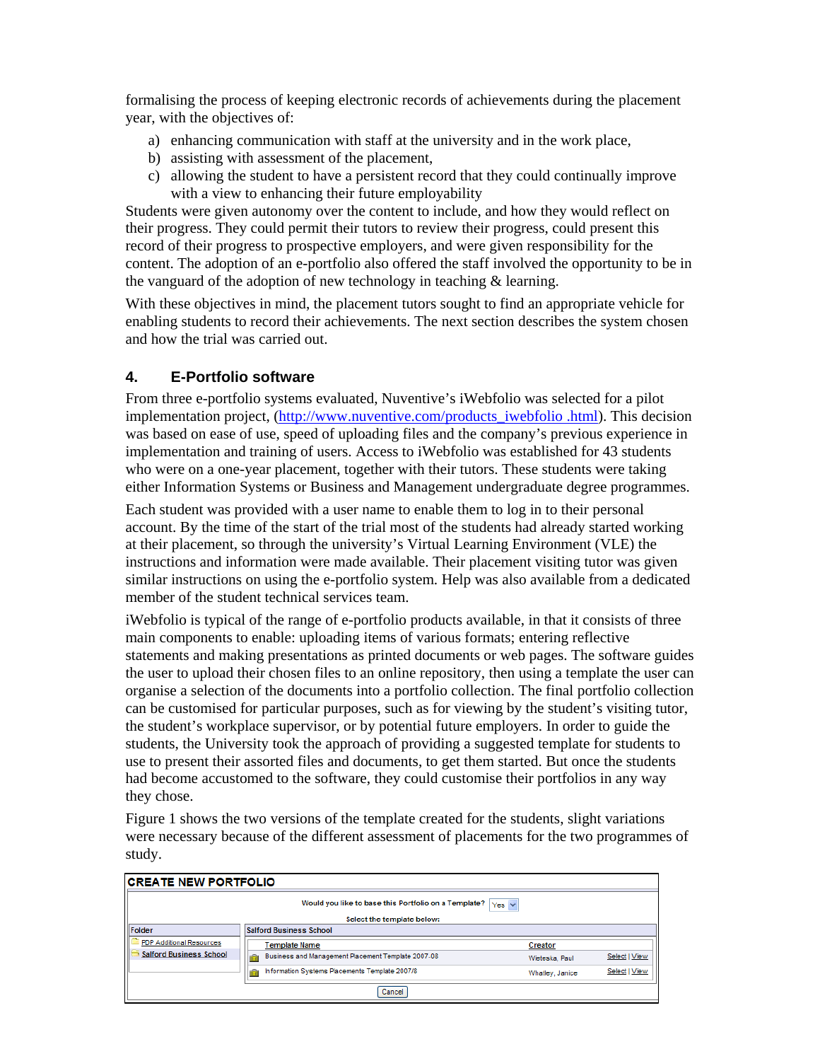formalising the process of keeping electronic records of achievements during the placement year, with the objectives of:

a) enhancing communication with staff at the university and in the work place,
b) assisting with assessment of the placement,
c) allowing the student to have a persistent record that they could continually improve with a view to enhancing their future employability

Students were given autonomy over the content to include, and how they would reflect on their progress. They could permit their tutors to review their progress, could present this record of their progress to prospective employers, and were given responsibility for the content. The adoption of an e-portfolio also offered the staff involved the opportunity to be in the vanguard of the adoption of new technology in teaching & learning.

With these objectives in mind, the placement tutors sought to find an appropriate vehicle for enabling students to record their achievements. The next section describes the system chosen and how the trial was carried out.

## 4. E-Portfolio software

From three e-portfolio systems evaluated, Nuventive's iWebfolio was selected for a pilot implementation project, (http://www.nuventive.com/products_iwebfolio .html). This decision was based on ease of use, speed of uploading files and the company's previous experience in implementation and training of users. Access to iWebfolio was established for 43 students who were on a one-year placement, together with their tutors. These students were taking either Information Systems or Business and Management undergraduate degree programmes.

Each student was provided with a user name to enable them to log in to their personal account. By the time of the start of the trial most of the students had already started working at their placement, so through the university's Virtual Learning Environment (VLE) the instructions and information were made available. Their placement visiting tutor was given similar instructions on using the e-portfolio system. Help was also available from a dedicated member of the student technical services team.

iWebfolio is typical of the range of e-portfolio products available, in that it consists of three main components to enable: uploading items of various formats; entering reflective statements and making presentations as printed documents or web pages. The software guides the user to upload their chosen files to an online repository, then using a template the user can organise a selection of the documents into a portfolio collection. The final portfolio collection can be customised for particular purposes, such as for viewing by the student's visiting tutor, the student's workplace supervisor, or by potential future employers. In order to guide the students, the University took the approach of providing a suggested template for students to use to present their assorted files and documents, to get them started. But once the students had become accustomed to the software, they could customise their portfolios in any way they chose.

Figure 1 shows the two versions of the template created for the students, slight variations were necessary because of the different assessment of placements for the two programmes of study.

**CREATE NEW PORTFOLIO**

Would you like to base this Portfolio on a Template? Yes

Select the template below:

| Folder | Salford Business School | | |
|---|---|---|---|
| PDP Additional Resources | **Template Name** | **Creator** | |
| Salford Business School | Business and Management Placement Template 2007-08 | Wieteska, Paul | Select \| View |
| | Information Systems Placements Template 2007/8 | Whalley, Janice | Select \| View |

Cancel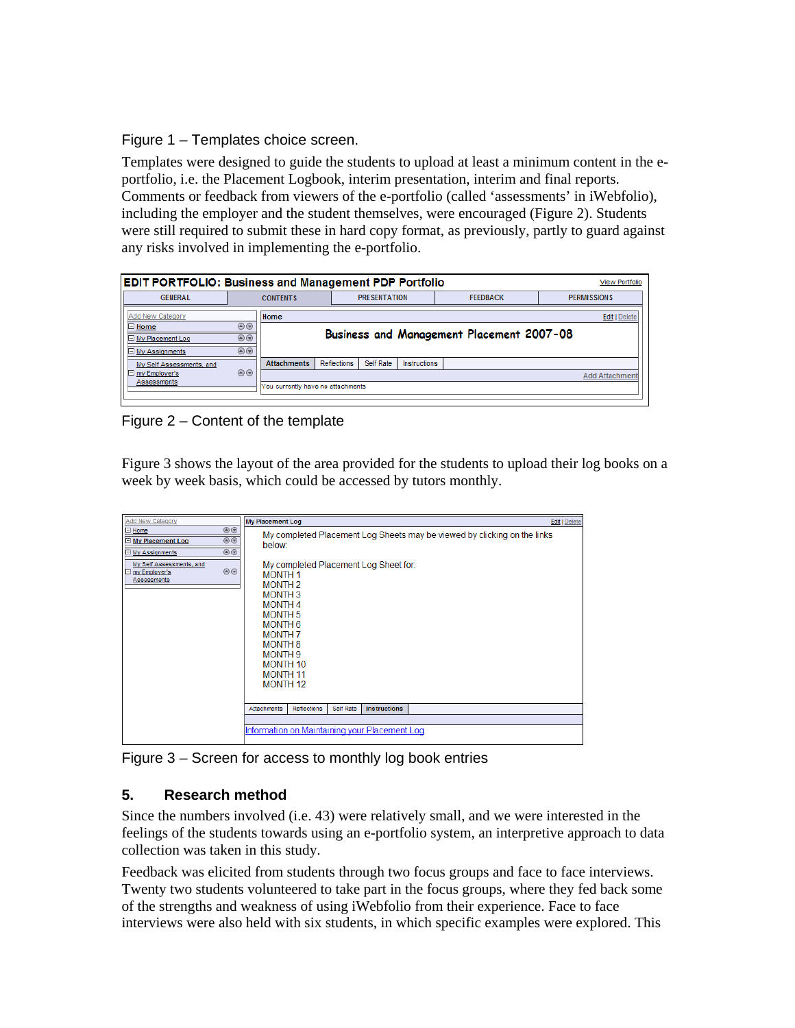Figure 1 – Templates choice screen.

Templates were designed to guide the students to upload at least a minimum content in the e-portfolio, i.e. the Placement Logbook, interim presentation, interim and final reports. Comments or feedback from viewers of the e-portfolio (called 'assessments' in iWebfolio), including the employer and the student themselves, were encouraged (Figure 2). Students were still required to submit these in hard copy format, as previously, partly to guard against any risks involved in implementing the e-portfolio.

Figure 2 – Content of the template

Figure 3 shows the layout of the area provided for the students to upload their log books on a week by week basis, which could be accessed by tutors monthly.

Figure 3 – Screen for access to monthly log book entries

## 5. Research method

Since the numbers involved (i.e. 43) were relatively small, and we were interested in the feelings of the students towards using an e-portfolio system, an interpretive approach to data collection was taken in this study.

Feedback was elicited from students through two focus groups and face to face interviews. Twenty two students volunteered to take part in the focus groups, where they fed back some of the strengths and weakness of using iWebfolio from their experience. Face to face interviews were also held with six students, in which specific examples were explored. This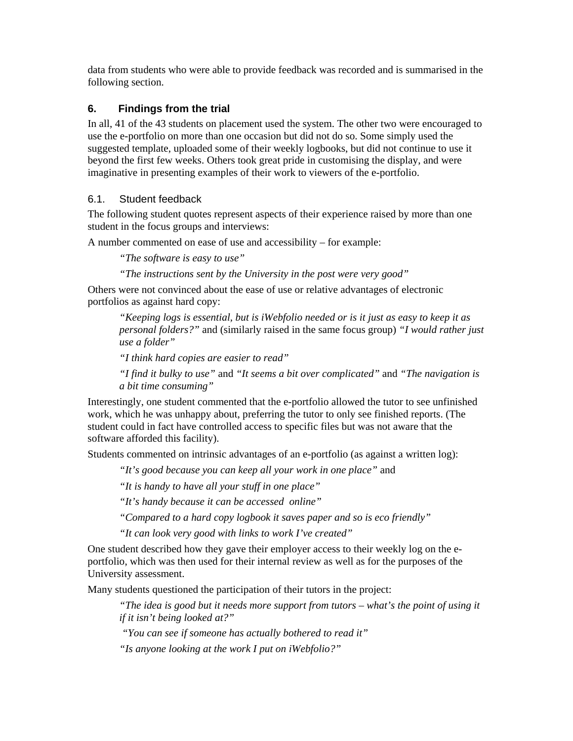data from students who were able to provide feedback was recorded and is summarised in the following section.

## 6. Findings from the trial

In all, 41 of the 43 students on placement used the system. The other two were encouraged to use the e-portfolio on more than one occasion but did not do so. Some simply used the suggested template, uploaded some of their weekly logbooks, but did not continue to use it beyond the first few weeks. Others took great pride in customising the display, and were imaginative in presenting examples of their work to viewers of the e-portfolio.

### 6.1. Student feedback

The following student quotes represent aspects of their experience raised by more than one student in the focus groups and interviews:

A number commented on ease of use and accessibility – for example:

> *"The software is easy to use"*
>
> *"The instructions sent by the University in the post were very good"*

Others were not convinced about the ease of use or relative advantages of electronic portfolios as against hard copy:

> *"Keeping logs is essential, but is iWebfolio needed or is it just as easy to keep it as personal folders?"* and (similarly raised in the same focus group) *"I would rather just use a folder"*
>
> *"I think hard copies are easier to read"*
>
> *"I find it bulky to use"* and *"It seems a bit over complicated"* and *"The navigation is a bit time consuming"*

Interestingly, one student commented that the e-portfolio allowed the tutor to see unfinished work, which he was unhappy about, preferring the tutor to only see finished reports. (The student could in fact have controlled access to specific files but was not aware that the software afforded this facility).

Students commented on intrinsic advantages of an e-portfolio (as against a written log):

> *"It's good because you can keep all your work in one place"* and
>
> *"It is handy to have all your stuff in one place"*
>
> *"It's handy because it can be accessed online"*
>
> *"Compared to a hard copy logbook it saves paper and so is eco friendly"*
>
> *"It can look very good with links to work I've created"*

One student described how they gave their employer access to their weekly log on the e-portfolio, which was then used for their internal review as well as for the purposes of the University assessment.

Many students questioned the participation of their tutors in the project:

> *"The idea is good but it needs more support from tutors – what's the point of using it if it isn't being looked at?"*
>
> *"You can see if someone has actually bothered to read it"*
>
> *"Is anyone looking at the work I put on iWebfolio?"*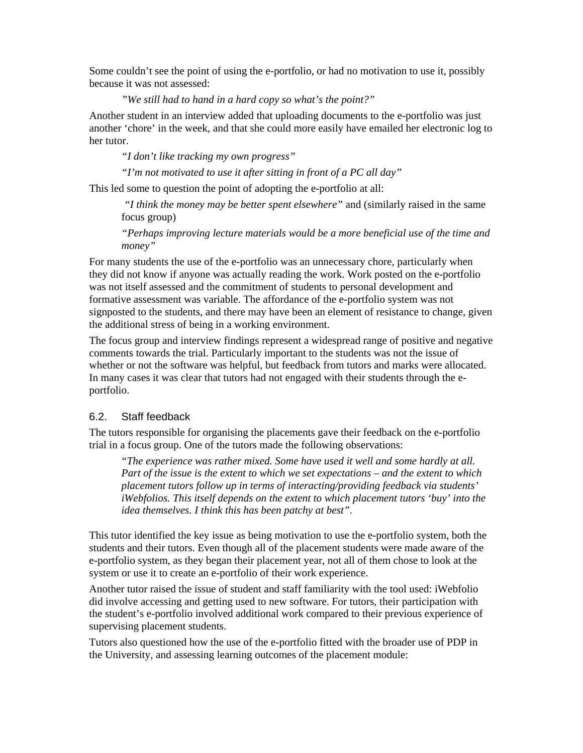Some couldn't see the point of using the e-portfolio, or had no motivation to use it, possibly because it was not assessed:

> *"We still had to hand in a hard copy so what's the point?"*

Another student in an interview added that uploading documents to the e-portfolio was just another 'chore' in the week, and that she could more easily have emailed her electronic log to her tutor.

> *"I don't like tracking my own progress"*
>
> *"I'm not motivated to use it after sitting in front of a PC all day"*

This led some to question the point of adopting the e-portfolio at all:

> *"I think the money may be better spent elsewhere"* and (similarly raised in the same focus group)
>
> *"Perhaps improving lecture materials would be a more beneficial use of the time and money"*

For many students the use of the e-portfolio was an unnecessary chore, particularly when they did not know if anyone was actually reading the work. Work posted on the e-portfolio was not itself assessed and the commitment of students to personal development and formative assessment was variable. The affordance of the e-portfolio system was not signposted to the students, and there may have been an element of resistance to change, given the additional stress of being in a working environment.

The focus group and interview findings represent a widespread range of positive and negative comments towards the trial. Particularly important to the students was not the issue of whether or not the software was helpful, but feedback from tutors and marks were allocated. In many cases it was clear that tutors had not engaged with their students through the e-portfolio.

### 6.2. Staff feedback

The tutors responsible for organising the placements gave their feedback on the e-portfolio trial in a focus group. One of the tutors made the following observations:

> *"The experience was rather mixed. Some have used it well and some hardly at all. Part of the issue is the extent to which we set expectations – and the extent to which placement tutors follow up in terms of interacting/providing feedback via students' iWebfolios. This itself depends on the extent to which placement tutors 'buy' into the idea themselves. I think this has been patchy at best"*.

This tutor identified the key issue as being motivation to use the e-portfolio system, both the students and their tutors. Even though all of the placement students were made aware of the e-portfolio system, as they began their placement year, not all of them chose to look at the system or use it to create an e-portfolio of their work experience.

Another tutor raised the issue of student and staff familiarity with the tool used: iWebfolio did involve accessing and getting used to new software. For tutors, their participation with the student's e-portfolio involved additional work compared to their previous experience of supervising placement students.

Tutors also questioned how the use of the e-portfolio fitted with the broader use of PDP in the University, and assessing learning outcomes of the placement module: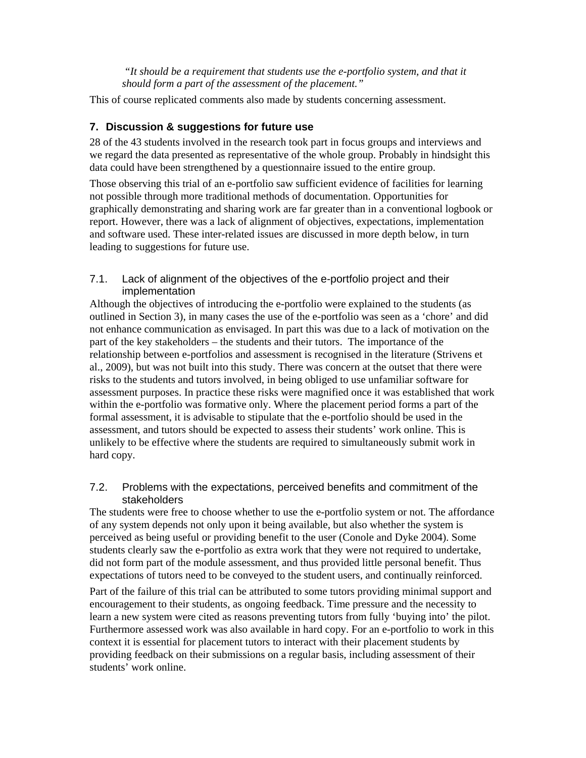> *"It should be a requirement that students use the e-portfolio system, and that it should form a part of the assessment of the placement."*

This of course replicated comments also made by students concerning assessment.

## 7. Discussion & suggestions for future use

28 of the 43 students involved in the research took part in focus groups and interviews and we regard the data presented as representative of the whole group. Probably in hindsight this data could have been strengthened by a questionnaire issued to the entire group.

Those observing this trial of an e-portfolio saw sufficient evidence of facilities for learning not possible through more traditional methods of documentation. Opportunities for graphically demonstrating and sharing work are far greater than in a conventional logbook or report. However, there was a lack of alignment of objectives, expectations, implementation and software used. These inter-related issues are discussed in more depth below, in turn leading to suggestions for future use.

### 7.1. Lack of alignment of the objectives of the e-portfolio project and their implementation

Although the objectives of introducing the e-portfolio were explained to the students (as outlined in Section 3), in many cases the use of the e-portfolio was seen as a 'chore' and did not enhance communication as envisaged. In part this was due to a lack of motivation on the part of the key stakeholders – the students and their tutors. The importance of the relationship between e-portfolios and assessment is recognised in the literature (Strivens et al., 2009), but was not built into this study. There was concern at the outset that there were risks to the students and tutors involved, in being obliged to use unfamiliar software for assessment purposes. In practice these risks were magnified once it was established that work within the e-portfolio was formative only. Where the placement period forms a part of the formal assessment, it is advisable to stipulate that the e-portfolio should be used in the assessment, and tutors should be expected to assess their students' work online. This is unlikely to be effective where the students are required to simultaneously submit work in hard copy.

### 7.2. Problems with the expectations, perceived benefits and commitment of the stakeholders

The students were free to choose whether to use the e-portfolio system or not. The affordance of any system depends not only upon it being available, but also whether the system is perceived as being useful or providing benefit to the user (Conole and Dyke 2004). Some students clearly saw the e-portfolio as extra work that they were not required to undertake, did not form part of the module assessment, and thus provided little personal benefit. Thus expectations of tutors need to be conveyed to the student users, and continually reinforced.

Part of the failure of this trial can be attributed to some tutors providing minimal support and encouragement to their students, as ongoing feedback. Time pressure and the necessity to learn a new system were cited as reasons preventing tutors from fully 'buying into' the pilot. Furthermore assessed work was also available in hard copy. For an e-portfolio to work in this context it is essential for placement tutors to interact with their placement students by providing feedback on their submissions on a regular basis, including assessment of their students' work online.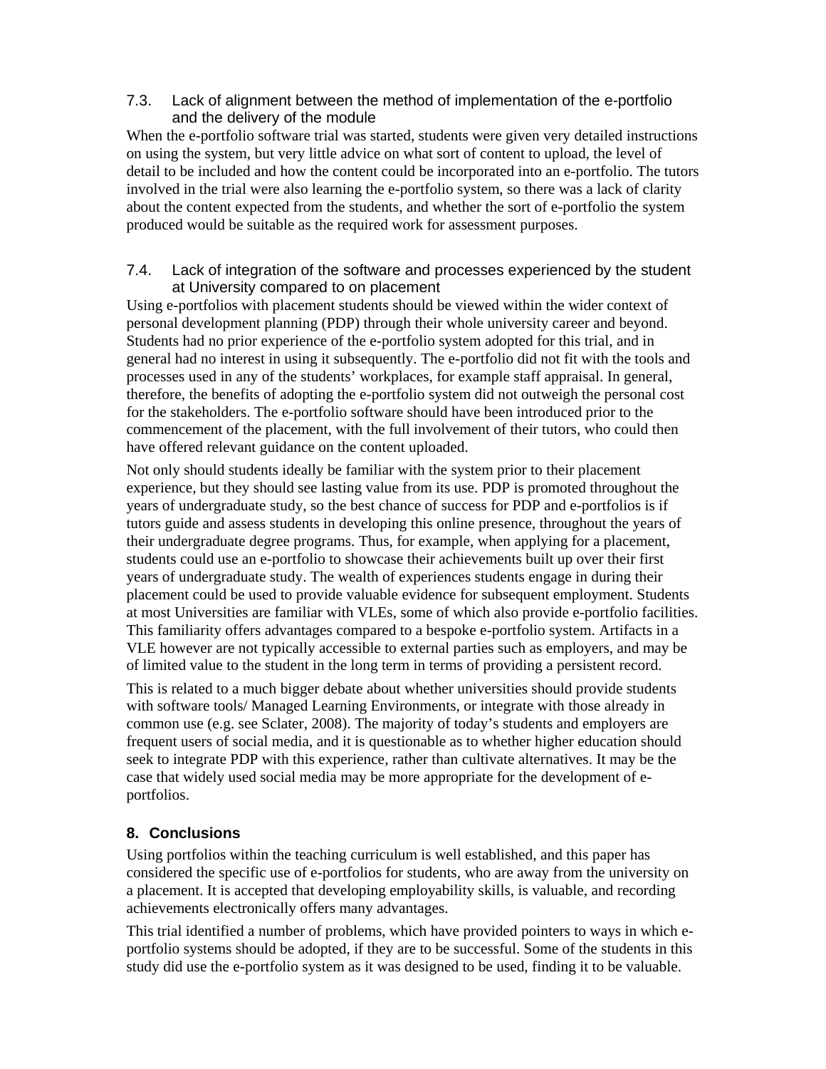### 7.3. Lack of alignment between the method of implementation of the e-portfolio and the delivery of the module

When the e-portfolio software trial was started, students were given very detailed instructions on using the system, but very little advice on what sort of content to upload, the level of detail to be included and how the content could be incorporated into an e-portfolio. The tutors involved in the trial were also learning the e-portfolio system, so there was a lack of clarity about the content expected from the students, and whether the sort of e-portfolio the system produced would be suitable as the required work for assessment purposes.

### 7.4. Lack of integration of the software and processes experienced by the student at University compared to on placement

Using e-portfolios with placement students should be viewed within the wider context of personal development planning (PDP) through their whole university career and beyond. Students had no prior experience of the e-portfolio system adopted for this trial, and in general had no interest in using it subsequently. The e-portfolio did not fit with the tools and processes used in any of the students' workplaces, for example staff appraisal. In general, therefore, the benefits of adopting the e-portfolio system did not outweigh the personal cost for the stakeholders. The e-portfolio software should have been introduced prior to the commencement of the placement, with the full involvement of their tutors, who could then have offered relevant guidance on the content uploaded.

Not only should students ideally be familiar with the system prior to their placement experience, but they should see lasting value from its use. PDP is promoted throughout the years of undergraduate study, so the best chance of success for PDP and e-portfolios is if tutors guide and assess students in developing this online presence, throughout the years of their undergraduate degree programs. Thus, for example, when applying for a placement, students could use an e-portfolio to showcase their achievements built up over their first years of undergraduate study. The wealth of experiences students engage in during their placement could be used to provide valuable evidence for subsequent employment. Students at most Universities are familiar with VLEs, some of which also provide e-portfolio facilities. This familiarity offers advantages compared to a bespoke e-portfolio system. Artifacts in a VLE however are not typically accessible to external parties such as employers, and may be of limited value to the student in the long term in terms of providing a persistent record.

This is related to a much bigger debate about whether universities should provide students with software tools/ Managed Learning Environments, or integrate with those already in common use (e.g. see Sclater, 2008). The majority of today's students and employers are frequent users of social media, and it is questionable as to whether higher education should seek to integrate PDP with this experience, rather than cultivate alternatives. It may be the case that widely used social media may be more appropriate for the development of e-portfolios.

## 8. Conclusions

Using portfolios within the teaching curriculum is well established, and this paper has considered the specific use of e-portfolios for students, who are away from the university on a placement. It is accepted that developing employability skills, is valuable, and recording achievements electronically offers many advantages.

This trial identified a number of problems, which have provided pointers to ways in which e-portfolio systems should be adopted, if they are to be successful. Some of the students in this study did use the e-portfolio system as it was designed to be used, finding it to be valuable.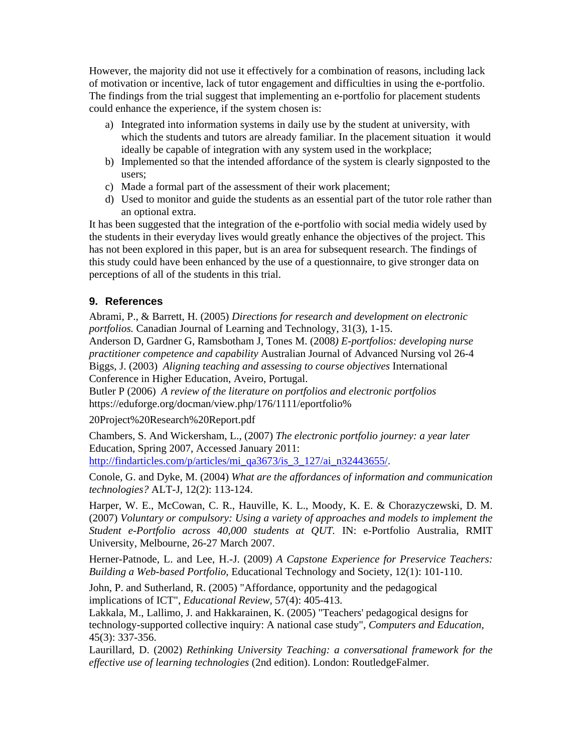However, the majority did not use it effectively for a combination of reasons, including lack of motivation or incentive, lack of tutor engagement and difficulties in using the e-portfolio. The findings from the trial suggest that implementing an e-portfolio for placement students could enhance the experience, if the system chosen is:

a) Integrated into information systems in daily use by the student at university, with which the students and tutors are already familiar. In the placement situation it would ideally be capable of integration with any system used in the workplace;
b) Implemented so that the intended affordance of the system is clearly signposted to the users;
c) Made a formal part of the assessment of their work placement;
d) Used to monitor and guide the students as an essential part of the tutor role rather than an optional extra.

It has been suggested that the integration of the e-portfolio with social media widely used by the students in their everyday lives would greatly enhance the objectives of the project. This has not been explored in this paper, but is an area for subsequent research. The findings of this study could have been enhanced by the use of a questionnaire, to give stronger data on perceptions of all of the students in this trial.

## 9. References

Abrami, P., & Barrett, H. (2005) *Directions for research and development on electronic portfolios.* Canadian Journal of Learning and Technology, 31(3), 1-15.

Anderson D, Gardner G, Ramsbotham J, Tones M. (2008*) E-portfolios: developing nurse practitioner competence and capability* Australian Journal of Advanced Nursing vol 26-4

Biggs, J. (2003) *Aligning teaching and assessing to course objectives* International Conference in Higher Education, Aveiro, Portugal.

Butler P (2006) *A review of the literature on portfolios and electronic portfolios* https://eduforge.org/docman/view.php/176/1111/eportfolio%20Project%20Research%20Report.pdf

Chambers, S. And Wickersham, L., (2007) *The electronic portfolio journey: a year later* Education, Spring 2007, Accessed January 2011: http://findarticles.com/p/articles/mi_qa3673/is_3_127/ai_n32443655/.

Conole, G. and Dyke, M. (2004) *What are the affordances of information and communication technologies?* ALT-J, 12(2): 113-124.

Harper, W. E., McCowan, C. R., Hauville, K. L., Moody, K. E. & Chorazyczewski, D. M. (2007) *Voluntary or compulsory: Using a variety of approaches and models to implement the Student e-Portfolio across 40,000 students at QUT.* IN: e-Portfolio Australia, RMIT University, Melbourne, 26-27 March 2007.

Herner-Patnode, L. and Lee, H.-J. (2009) *A Capstone Experience for Preservice Teachers: Building a Web-based Portfolio,* Educational Technology and Society, 12(1): 101-110.

John, P. and Sutherland, R. (2005) "Affordance, opportunity and the pedagogical implications of ICT", *Educational Review,* 57(4): 405-413.

Lakkala, M., Lallimo, J. and Hakkarainen, K. (2005) "Teachers' pedagogical designs for technology-supported collective inquiry: A national case study", *Computers and Education,* 45(3): 337-356.

Laurillard, D. (2002) *Rethinking University Teaching: a conversational framework for the effective use of learning technologies* (2nd edition). London: RoutledgeFalmer.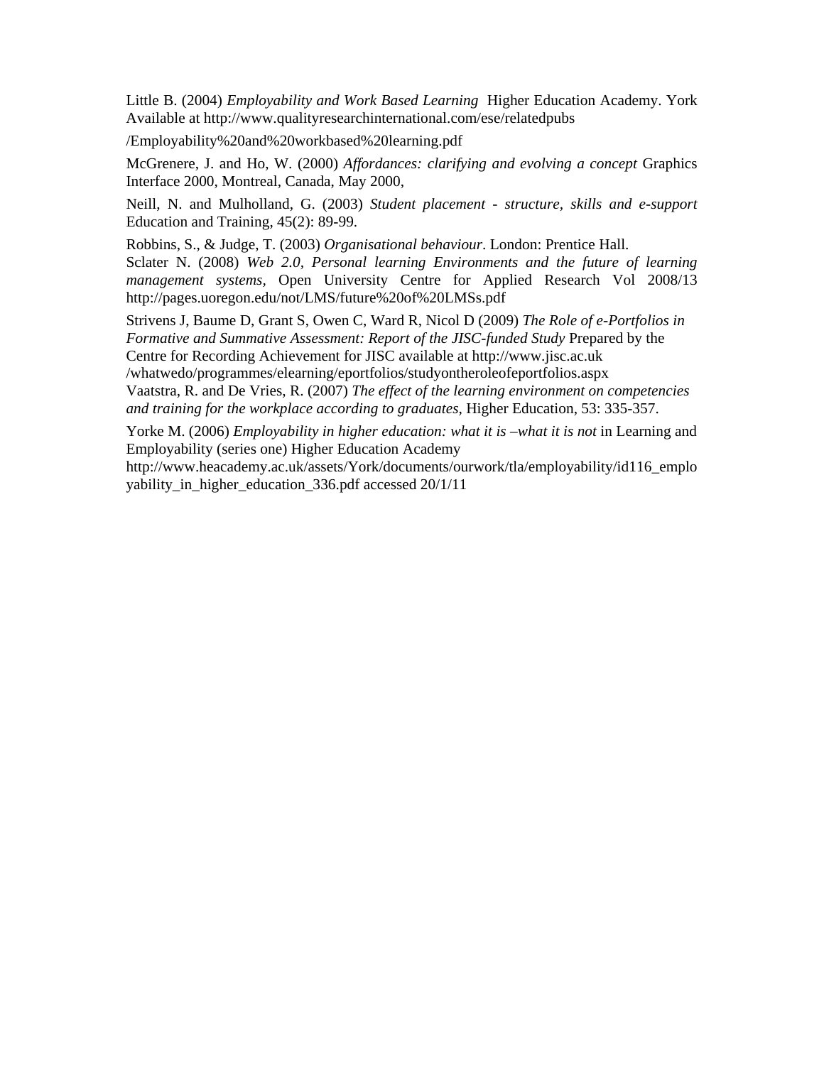Little B. (2004) *Employability and Work Based Learning* Higher Education Academy. York Available at http://www.qualityresearchinternational.com/ese/relatedpubs

/Employability%20and%20workbased%20learning.pdf

McGrenere, J. and Ho, W. (2000) *Affordances: clarifying and evolving a concept* Graphics Interface 2000, Montreal, Canada, May 2000,

Neill, N. and Mulholland, G. (2003) *Student placement - structure, skills and e-support* Education and Training, 45(2): 89-99.

Robbins, S., & Judge, T. (2003) *Organisational behaviour*. London: Prentice Hall.

Sclater N. (2008) *Web 2.0, Personal learning Environments and the future of learning management systems,* Open University Centre for Applied Research Vol 2008/13 http://pages.uoregon.edu/not/LMS/future%20of%20LMSs.pdf

Strivens J, Baume D, Grant S, Owen C, Ward R, Nicol D (2009) *The Role of e-Portfolios in Formative and Summative Assessment: Report of the JISC-funded Study* Prepared by the Centre for Recording Achievement for JISC available at http://www.jisc.ac.uk /whatwedo/programmes/elearning/eportfolios/studyontheroleofeportfolios.aspx

Vaatstra, R. and De Vries, R. (2007) *The effect of the learning environment on competencies and training for the workplace according to graduates,* Higher Education, 53: 335-357.

Yorke M. (2006) *Employability in higher education: what it is –what it is not* in Learning and Employability (series one) Higher Education Academy http://www.heacademy.ac.uk/assets/York/documents/ourwork/tla/employability/id116_employability_in_higher_education_336.pdf accessed 20/1/11